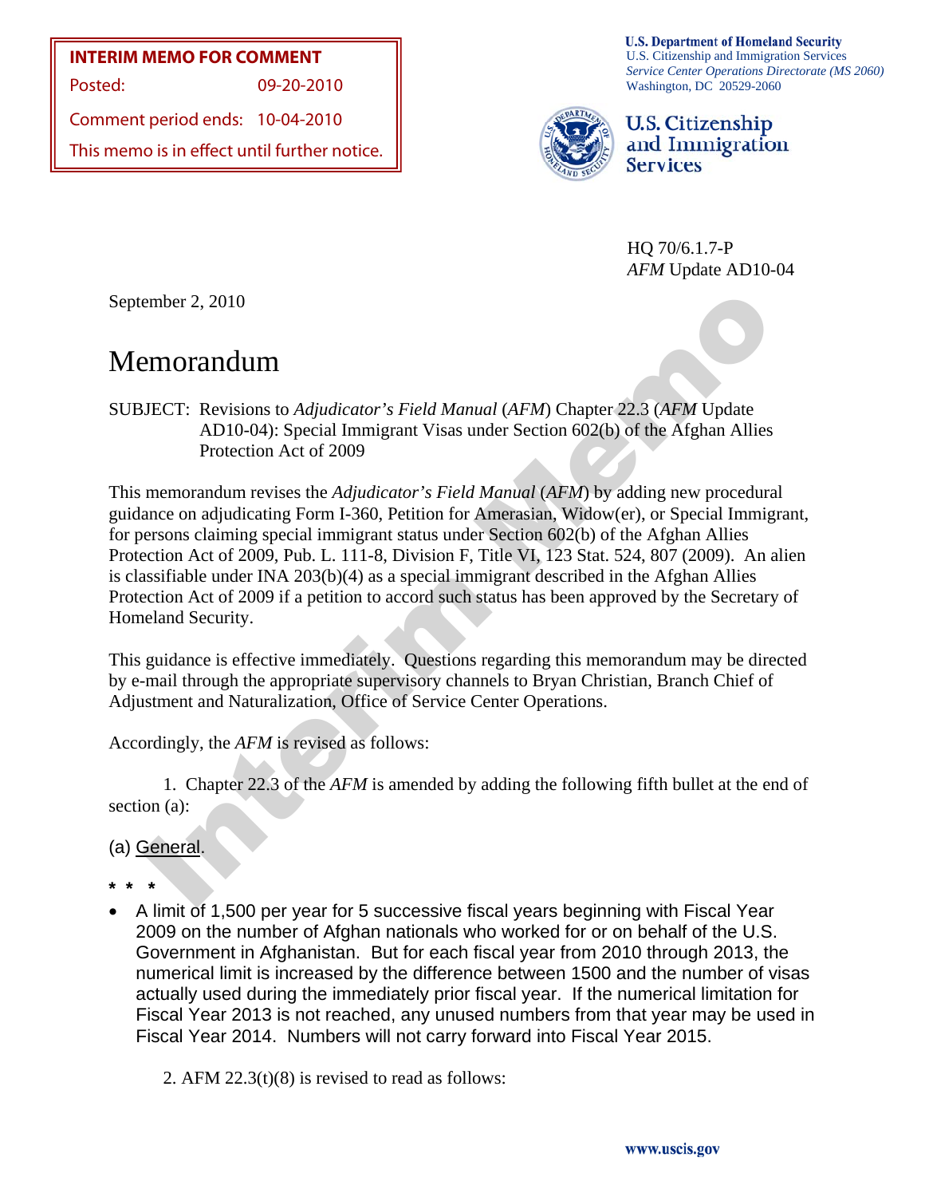**INTERIM MEMO FOR COMMENT**
Posted: 09-20-2010
Comment period ends: 10-04-2010
This memo is in effect until further notice.

**U.S. Department of Homeland Security**
U.S. Citizenship and Immigration Services
*Service Center Operations Directorate (MS 2060)*
Washington, DC 20529-2060

**U.S. Citizenship and Immigration Services**

HQ 70/6.1.7-P
*AFM* Update AD10-04

September 2, 2010

# Memorandum

SUBJECT: Revisions to *Adjudicator's Field Manual* (*AFM*) Chapter 22.3 (*AFM* Update AD10-04): Special Immigrant Visas under Section 602(b) of the Afghan Allies Protection Act of 2009

This memorandum revises the *Adjudicator's Field Manual* (*AFM*) by adding new procedural guidance on adjudicating Form I-360, Petition for Amerasian, Widow(er), or Special Immigrant, for persons claiming special immigrant status under Section 602(b) of the Afghan Allies Protection Act of 2009, Pub. L. 111-8, Division F, Title VI, 123 Stat. 524, 807 (2009). An alien is classifiable under INA 203(b)(4) as a special immigrant described in the Afghan Allies Protection Act of 2009 if a petition to accord such status has been approved by the Secretary of Homeland Security.

This guidance is effective immediately. Questions regarding this memorandum may be directed by e-mail through the appropriate supervisory channels to Bryan Christian, Branch Chief of Adjustment and Naturalization, Office of Service Center Operations.

Accordingly, the *AFM* is revised as follows:

1. Chapter 22.3 of the *AFM* is amended by adding the following fifth bullet at the end of section (a):

(a) General.

\* \* \*

- A limit of 1,500 per year for 5 successive fiscal years beginning with Fiscal Year 2009 on the number of Afghan nationals who worked for or on behalf of the U.S. Government in Afghanistan. But for each fiscal year from 2010 through 2013, the numerical limit is increased by the difference between 1500 and the number of visas actually used during the immediately prior fiscal year. If the numerical limitation for Fiscal Year 2013 is not reached, any unused numbers from that year may be used in Fiscal Year 2014. Numbers will not carry forward into Fiscal Year 2015.

2. AFM 22.3(t)(8) is revised to read as follows: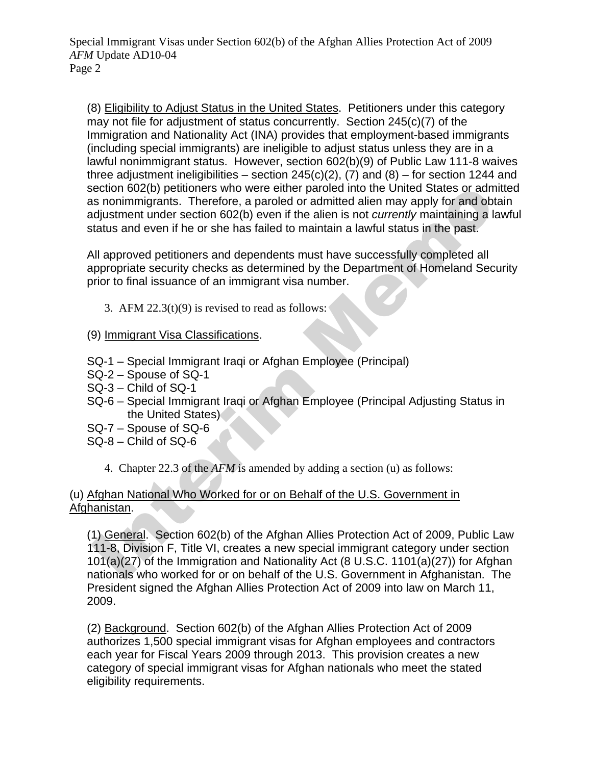(8) Eligibility to Adjust Status in the United States. Petitioners under this category may not file for adjustment of status concurrently. Section 245(c)(7) of the Immigration and Nationality Act (INA) provides that employment-based immigrants (including special immigrants) are ineligible to adjust status unless they are in a lawful nonimmigrant status. However, section 602(b)(9) of Public Law 111-8 waives three adjustment ineligibilities – section 245(c)(2), (7) and (8) – for section 1244 and section 602(b) petitioners who were either paroled into the United States or admitted as nonimmigrants. Therefore, a paroled or admitted alien may apply for and obtain adjustment under section 602(b) even if the alien is not *currently* maintaining a lawful status and even if he or she has failed to maintain a lawful status in the past.

All approved petitioners and dependents must have successfully completed all appropriate security checks as determined by the Department of Homeland Security prior to final issuance of an immigrant visa number.

3. AFM 22.3(t)(9) is revised to read as follows:

(9) Immigrant Visa Classifications.

SQ-1 – Special Immigrant Iraqi or Afghan Employee (Principal)
SQ-2 – Spouse of SQ-1
SQ-3 – Child of SQ-1
SQ-6 – Special Immigrant Iraqi or Afghan Employee (Principal Adjusting Status in the United States)
SQ-7 – Spouse of SQ-6
SQ-8 – Child of SQ-6

4. Chapter 22.3 of the *AFM* is amended by adding a section (u) as follows:

(u) Afghan National Who Worked for or on Behalf of the U.S. Government in Afghanistan.

(1) General. Section 602(b) of the Afghan Allies Protection Act of 2009, Public Law 111-8, Division F, Title VI, creates a new special immigrant category under section 101(a)(27) of the Immigration and Nationality Act (8 U.S.C. 1101(a)(27)) for Afghan nationals who worked for or on behalf of the U.S. Government in Afghanistan. The President signed the Afghan Allies Protection Act of 2009 into law on March 11, 2009.

(2) Background. Section 602(b) of the Afghan Allies Protection Act of 2009 authorizes 1,500 special immigrant visas for Afghan employees and contractors each year for Fiscal Years 2009 through 2013. This provision creates a new category of special immigrant visas for Afghan nationals who meet the stated eligibility requirements.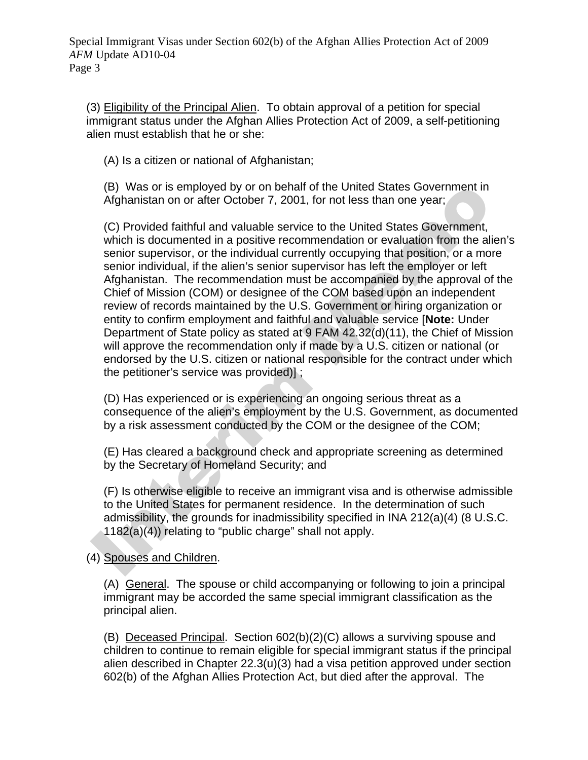(3) Eligibility of the Principal Alien.  To obtain approval of a petition for special immigrant status under the Afghan Allies Protection Act of 2009, a self-petitioning alien must establish that he or she:

(A) Is a citizen or national of Afghanistan;

(B)  Was or is employed by or on behalf of the United States Government in Afghanistan on or after October 7, 2001, for not less than one year;

(C) Provided faithful and valuable service to the United States Government, which is documented in a positive recommendation or evaluation from the alien's senior supervisor, or the individual currently occupying that position, or a more senior individual, if the alien's senior supervisor has left the employer or left Afghanistan.  The recommendation must be accompanied by the approval of the Chief of Mission (COM) or designee of the COM based upon an independent review of records maintained by the U.S. Government or hiring organization or entity to confirm employment and faithful and valuable service [**Note:** Under Department of State policy as stated at 9 FAM 42.32(d)(11), the Chief of Mission will approve the recommendation only if made by a U.S. citizen or national (or endorsed by the U.S. citizen or national responsible for the contract under which the petitioner's service was provided)] ;

(D) Has experienced or is experiencing an ongoing serious threat as a consequence of the alien's employment by the U.S. Government, as documented by a risk assessment conducted by the COM or the designee of the COM;

(E) Has cleared a background check and appropriate screening as determined by the Secretary of Homeland Security; and

(F) Is otherwise eligible to receive an immigrant visa and is otherwise admissible to the United States for permanent residence.  In the determination of such admissibility, the grounds for inadmissibility specified in INA 212(a)(4) (8 U.S.C. 1182(a)(4)) relating to "public charge" shall not apply.

(4) Spouses and Children.

(A)  General.  The spouse or child accompanying or following to join a principal immigrant may be accorded the same special immigrant classification as the principal alien.

(B)  Deceased Principal.  Section 602(b)(2)(C) allows a surviving spouse and children to continue to remain eligible for special immigrant status if the principal alien described in Chapter 22.3(u)(3) had a visa petition approved under section 602(b) of the Afghan Allies Protection Act, but died after the approval.  The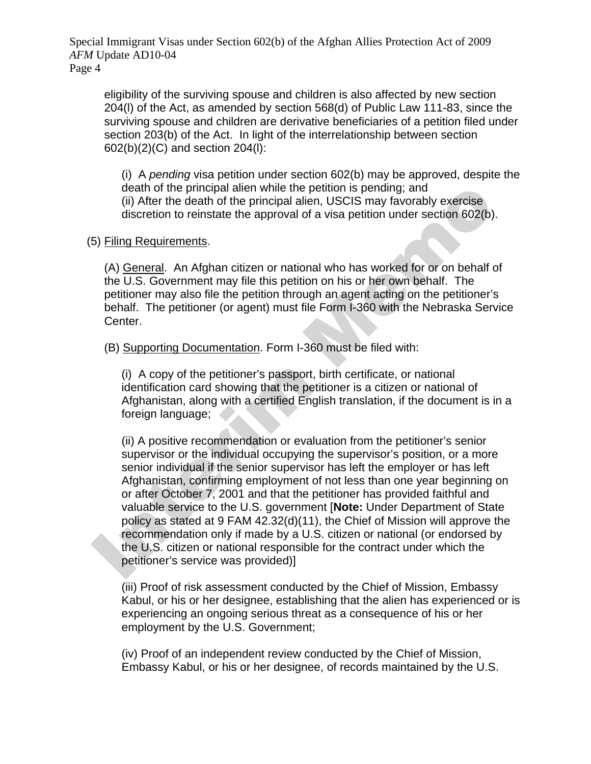eligibility of the surviving spouse and children is also affected by new section 204(l) of the Act, as amended by section 568(d) of Public Law 111-83, since the surviving spouse and children are derivative beneficiaries of a petition filed under section 203(b) of the Act. In light of the interrelationship between section 602(b)(2)(C) and section 204(l):

(i) A *pending* visa petition under section 602(b) may be approved, despite the death of the principal alien while the petition is pending; and
(ii) After the death of the principal alien, USCIS may favorably exercise discretion to reinstate the approval of a visa petition under section 602(b).

(5) Filing Requirements.

(A) General. An Afghan citizen or national who has worked for or on behalf of the U.S. Government may file this petition on his or her own behalf. The petitioner may also file the petition through an agent acting on the petitioner's behalf. The petitioner (or agent) must file Form I-360 with the Nebraska Service Center.

(B) Supporting Documentation. Form I-360 must be filed with:

(i) A copy of the petitioner's passport, birth certificate, or national identification card showing that the petitioner is a citizen or national of Afghanistan, along with a certified English translation, if the document is in a foreign language;

(ii) A positive recommendation or evaluation from the petitioner's senior supervisor or the individual occupying the supervisor's position, or a more senior individual if the senior supervisor has left the employer or has left Afghanistan, confirming employment of not less than one year beginning on or after October 7, 2001 and that the petitioner has provided faithful and valuable service to the U.S. government [**Note:** Under Department of State policy as stated at 9 FAM 42.32(d)(11), the Chief of Mission will approve the recommendation only if made by a U.S. citizen or national (or endorsed by the U.S. citizen or national responsible for the contract under which the petitioner's service was provided)]

(iii) Proof of risk assessment conducted by the Chief of Mission, Embassy Kabul, or his or her designee, establishing that the alien has experienced or is experiencing an ongoing serious threat as a consequence of his or her employment by the U.S. Government;

(iv) Proof of an independent review conducted by the Chief of Mission, Embassy Kabul, or his or her designee, of records maintained by the U.S.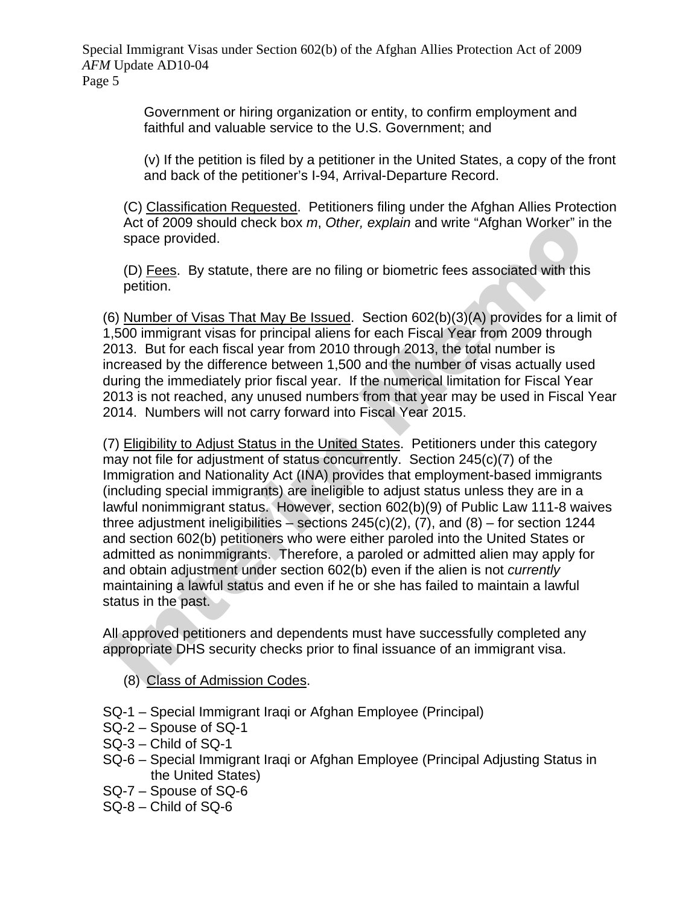Government or hiring organization or entity, to confirm employment and faithful and valuable service to the U.S. Government; and

(v) If the petition is filed by a petitioner in the United States, a copy of the front and back of the petitioner's I-94, Arrival-Departure Record.

(C) Classification Requested. Petitioners filing under the Afghan Allies Protection Act of 2009 should check box *m*, *Other, explain* and write "Afghan Worker" in the space provided.

(D) Fees. By statute, there are no filing or biometric fees associated with this petition.

(6) Number of Visas That May Be Issued. Section 602(b)(3)(A) provides for a limit of 1,500 immigrant visas for principal aliens for each Fiscal Year from 2009 through 2013. But for each fiscal year from 2010 through 2013, the total number is increased by the difference between 1,500 and the number of visas actually used during the immediately prior fiscal year. If the numerical limitation for Fiscal Year 2013 is not reached, any unused numbers from that year may be used in Fiscal Year 2014. Numbers will not carry forward into Fiscal Year 2015.

(7) Eligibility to Adjust Status in the United States. Petitioners under this category may not file for adjustment of status concurrently. Section 245(c)(7) of the Immigration and Nationality Act (INA) provides that employment-based immigrants (including special immigrants) are ineligible to adjust status unless they are in a lawful nonimmigrant status. However, section 602(b)(9) of Public Law 111-8 waives three adjustment ineligibilities – sections 245(c)(2), (7), and (8) – for section 1244 and section 602(b) petitioners who were either paroled into the United States or admitted as nonimmigrants. Therefore, a paroled or admitted alien may apply for and obtain adjustment under section 602(b) even if the alien is not *currently* maintaining a lawful status and even if he or she has failed to maintain a lawful status in the past.

All approved petitioners and dependents must have successfully completed any appropriate DHS security checks prior to final issuance of an immigrant visa.

(8) Class of Admission Codes.

SQ-1 – Special Immigrant Iraqi or Afghan Employee (Principal)
SQ-2 – Spouse of SQ-1
SQ-3 – Child of SQ-1
SQ-6 – Special Immigrant Iraqi or Afghan Employee (Principal Adjusting Status in the United States)
SQ-7 – Spouse of SQ-6
SQ-8 – Child of SQ-6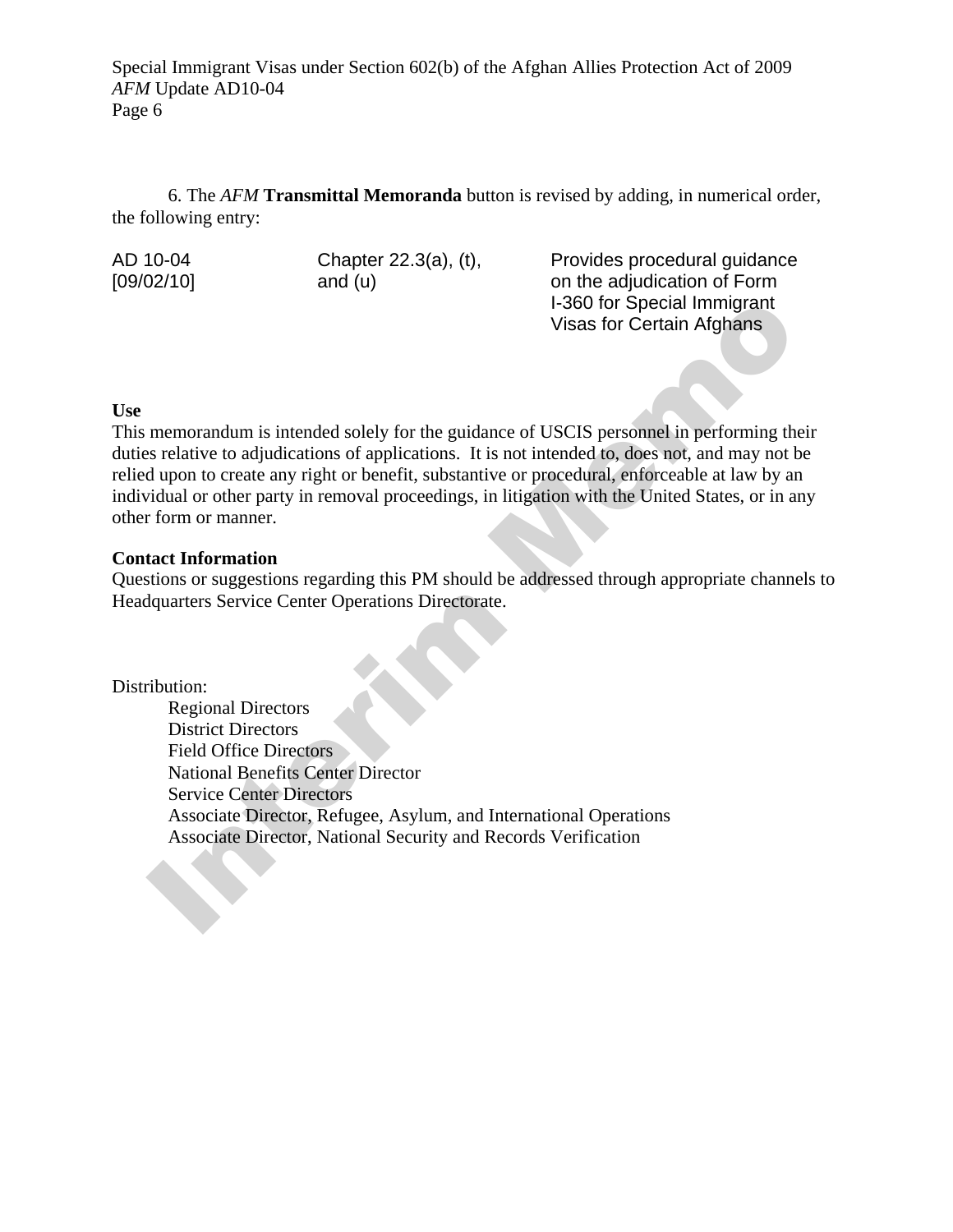6. The *AFM* **Transmittal Memoranda** button is revised by adding, in numerical order, the following entry:

| | | |
|---|---|---|
| AD 10-04 [09/02/10] | Chapter 22.3(a), (t), and (u) | Provides procedural guidance on the adjudication of Form I-360 for Special Immigrant Visas for Certain Afghans |

**Use**
This memorandum is intended solely for the guidance of USCIS personnel in performing their duties relative to adjudications of applications. It is not intended to, does not, and may not be relied upon to create any right or benefit, substantive or procedural, enforceable at law by an individual or other party in removal proceedings, in litigation with the United States, or in any other form or manner.

**Contact Information**
Questions or suggestions regarding this PM should be addressed through appropriate channels to Headquarters Service Center Operations Directorate.

Distribution:

- Regional Directors
- District Directors
- Field Office Directors
- National Benefits Center Director
- Service Center Directors
- Associate Director, Refugee, Asylum, and International Operations
- Associate Director, National Security and Records Verification